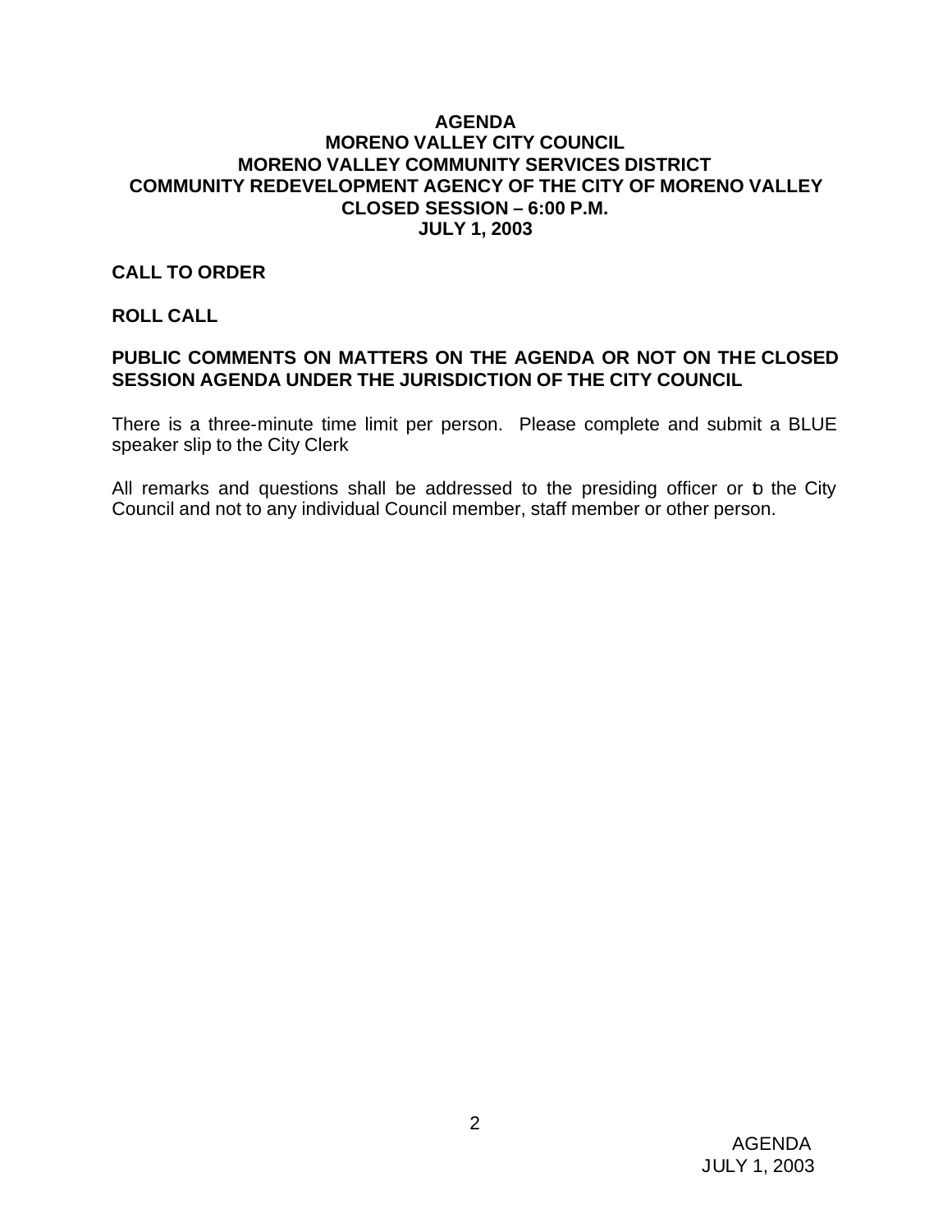**AGENDA**
**MORENO VALLEY CITY COUNCIL**
**MORENO VALLEY COMMUNITY SERVICES DISTRICT**
**COMMUNITY REDEVELOPMENT AGENCY OF THE CITY OF MORENO VALLEY**
**CLOSED SESSION – 6:00 P.M.**
**JULY 1, 2003**

**CALL TO ORDER**

**ROLL CALL**

**PUBLIC COMMENTS ON MATTERS ON THE AGENDA OR NOT ON THE CLOSED SESSION AGENDA UNDER THE JURISDICTION OF THE CITY COUNCIL**

There is a three-minute time limit per person. Please complete and submit a BLUE speaker slip to the City Clerk

All remarks and questions shall be addressed to the presiding officer or to the City Council and not to any individual Council member, staff member or other person.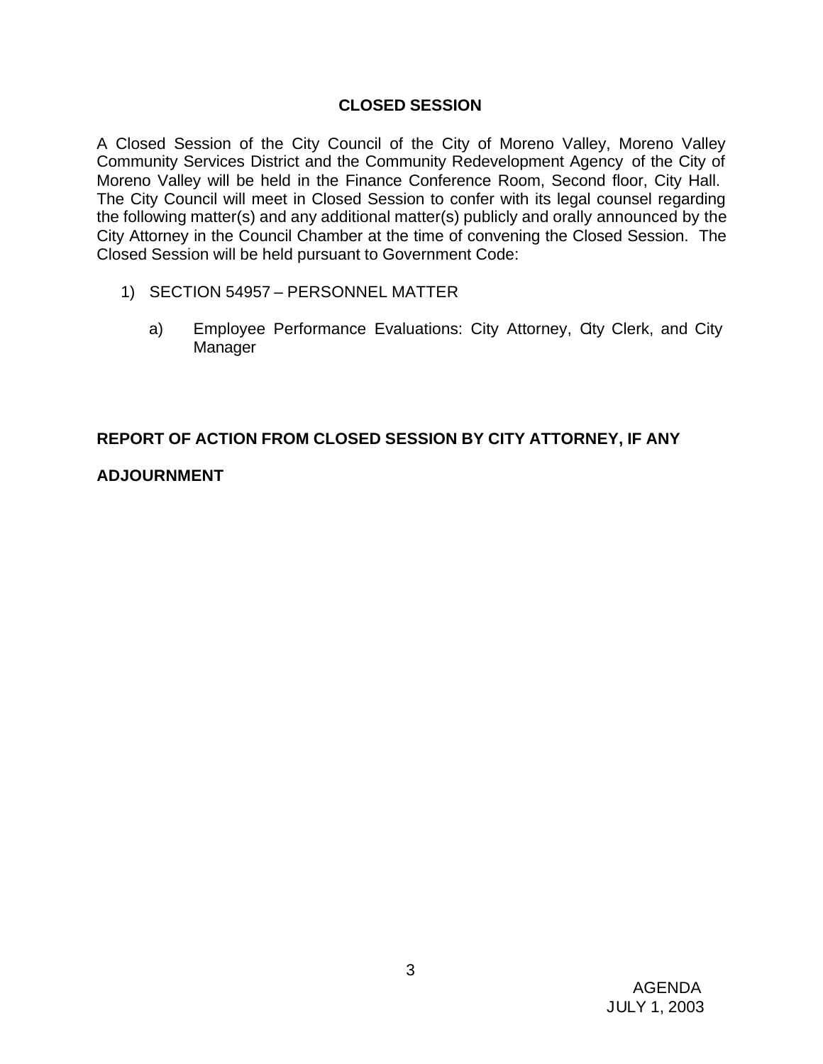## CLOSED SESSION

A Closed Session of the City Council of the City of Moreno Valley, Moreno Valley Community Services District and the Community Redevelopment Agency of the City of Moreno Valley will be held in the Finance Conference Room, Second floor, City Hall. The City Council will meet in Closed Session to confer with its legal counsel regarding the following matter(s) and any additional matter(s) publicly and orally announced by the City Attorney in the Council Chamber at the time of convening the Closed Session. The Closed Session will be held pursuant to Government Code:

1) SECTION 54957 – PERSONNEL MATTER

   a) Employee Performance Evaluations: City Attorney, City Clerk, and City Manager

**REPORT OF ACTION FROM CLOSED SESSION BY CITY ATTORNEY, IF ANY**

**ADJOURNMENT**